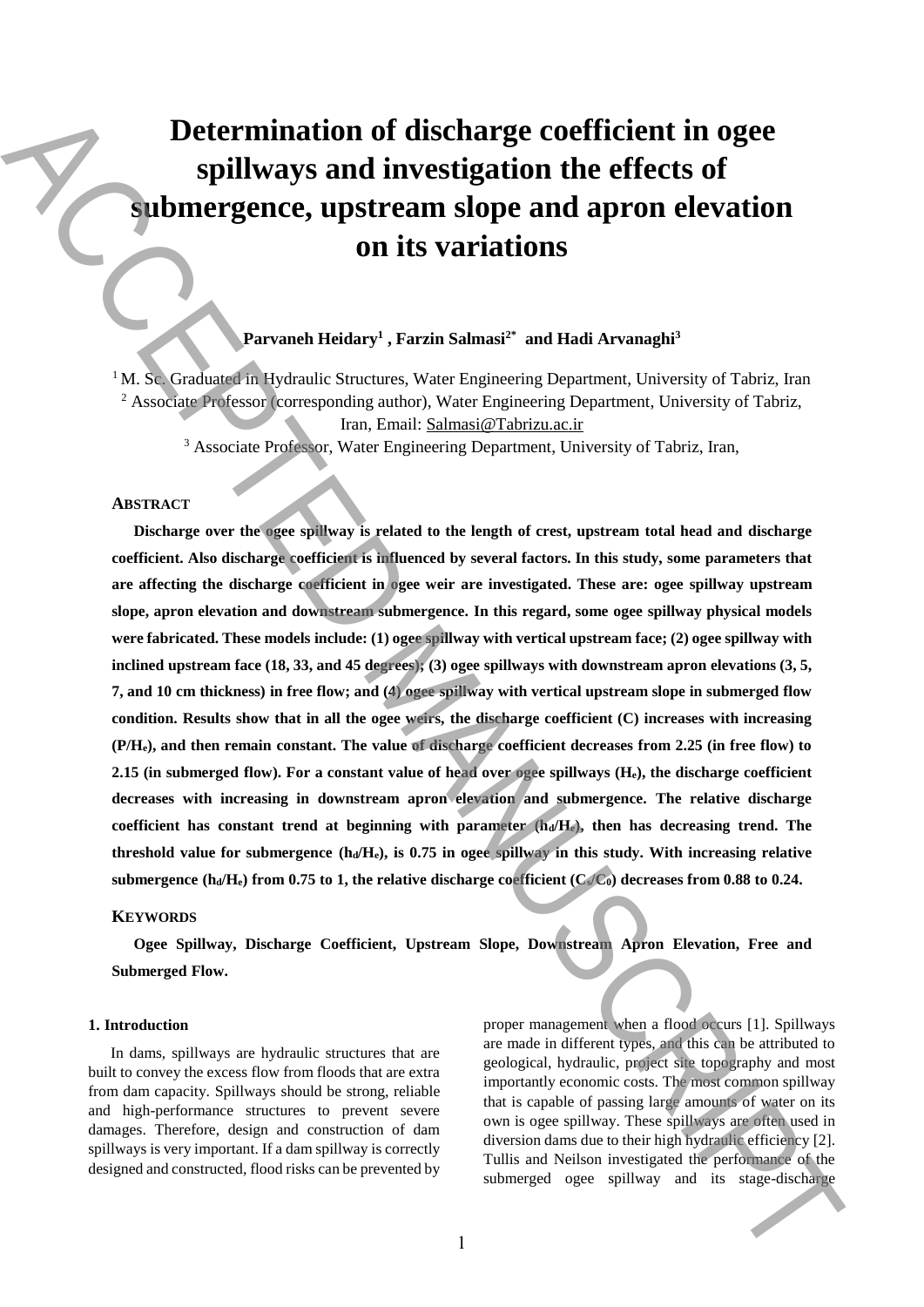# Determination of discharge coefficient in ogee spillways and investigation the effects of submergence, upstream slope and apron elevation on its variations

**Parvaneh Heidary[1] , Farzin Salmasi[2*] and Hadi Arvanaghi[3]**

[1] M. Sc. Graduated in Hydraulic Structures, Water Engineering Department, University of Tabriz, Iran
[2] Associate Professor (corresponding author), Water Engineering Department, University of Tabriz, Iran, Email: Salmasi@Tabrizu.ac.ir
[3] Associate Professor, Water Engineering Department, University of Tabriz, Iran,

## ABSTRACT

**Discharge over the ogee spillway is related to the length of crest, upstream total head and discharge coefficient. Also discharge coefficient is influenced by several factors. In this study, some parameters that are affecting the discharge coefficient in ogee weir are investigated. These are: ogee spillway upstream slope, apron elevation and downstream submergence. In this regard, some ogee spillway physical models were fabricated. These models include: (1) ogee spillway with vertical upstream face; (2) ogee spillway with inclined upstream face (18, 33, and 45 degrees); (3) ogee spillways with downstream apron elevations (3, 5, 7, and 10 cm thickness) in free flow; and (4) ogee spillway with vertical upstream slope in submerged flow condition. Results show that in all the ogee weirs, the discharge coefficient (C) increases with increasing ($P/H_e$), and then remain constant. The value of discharge coefficient decreases from 2.25 (in free flow) to 2.15 (in submerged flow). For a constant value of head over ogee spillways ($H_e$), the discharge coefficient decreases with increasing in downstream apron elevation and submergence. The relative discharge coefficient has constant trend at beginning with parameter ($h_d/H_e$), then has decreasing trend. The threshold value for submergence ($h_d/H_e$), is 0.75 in ogee spillway in this study. With increasing relative submergence ($h_d/H_e$) from 0.75 to 1, the relative discharge coefficient ($C_s/C_0$) decreases from 0.88 to 0.24.**

## KEYWORDS

**Ogee Spillway, Discharge Coefficient, Upstream Slope, Downstream Apron Elevation, Free and Submerged Flow.**

### 1. Introduction

In dams, spillways are hydraulic structures that are built to convey the excess flow from floods that are extra from dam capacity. Spillways should be strong, reliable and high-performance structures to prevent severe damages. Therefore, design and construction of dam spillways is very important. If a dam spillway is correctly designed and constructed, flood risks can be prevented by proper management when a flood occurs [1]. Spillways are made in different types, and this can be attributed to geological, hydraulic, project site topography and most importantly economic costs. The most common spillway that is capable of passing large amounts of water on its own is ogee spillway. These spillways are often used in diversion dams due to their high hydraulic efficiency [2]. Tullis and Neilson investigated the performance of the submerged ogee spillway and its stage-discharge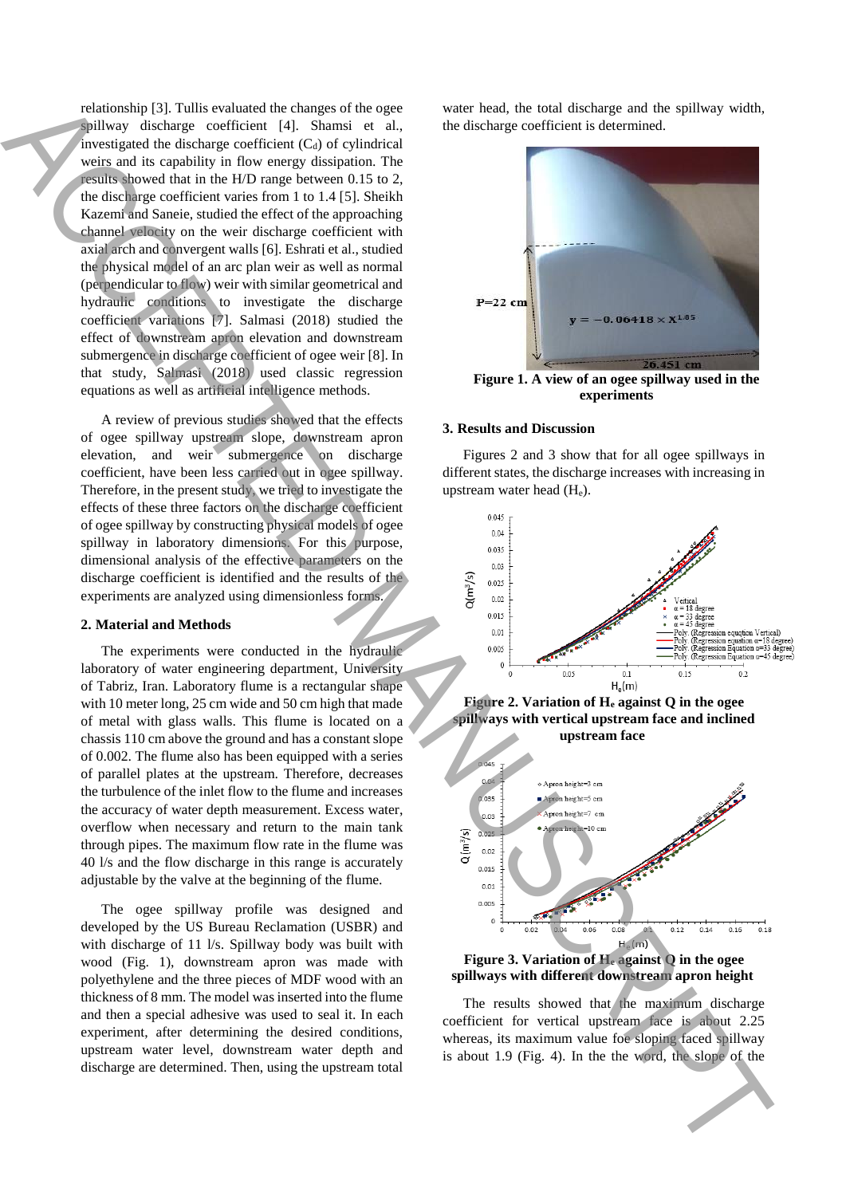relationship [3]. Tullis evaluated the changes of the ogee spillway discharge coefficient [4]. Shamsi et al., investigated the discharge coefficient ($C_d$) of cylindrical weirs and its capability in flow energy dissipation. The results showed that in the H/D range between 0.15 to 2, the discharge coefficient varies from 1 to 1.4 [5]. Sheikh Kazemi and Saneie, studied the effect of the approaching channel velocity on the weir discharge coefficient with axial arch and convergent walls [6]. Eshrati et al., studied the physical model of an arc plan weir as well as normal (perpendicular to flow) weir with similar geometrical and hydraulic conditions to investigate the discharge coefficient variations [7]. Salmasi (2018) studied the effect of downstream apron elevation and downstream submergence in discharge coefficient of ogee weir [8]. In that study, Salmasi (2018) used classic regression equations as well as artificial intelligence methods.

A review of previous studies showed that the effects of ogee spillway upstream slope, downstream apron elevation, and weir submergence on discharge coefficient, have been less carried out in ogee spillway. Therefore, in the present study, we tried to investigate the effects of these three factors on the discharge coefficient of ogee spillway by constructing physical models of ogee spillway in laboratory dimensions. For this purpose, dimensional analysis of the effective parameters on the discharge coefficient is identified and the results of the experiments are analyzed using dimensionless forms.

## 2. Material and Methods

The experiments were conducted in the hydraulic laboratory of water engineering department, University of Tabriz, Iran. Laboratory flume is a rectangular shape with 10 meter long, 25 cm wide and 50 cm high that made of metal with glass walls. This flume is located on a chassis 110 cm above the ground and has a constant slope of 0.002. The flume also has been equipped with a series of parallel plates at the upstream. Therefore, decreases the turbulence of the inlet flow to the flume and increases the accuracy of water depth measurement. Excess water, overflow when necessary and return to the main tank through pipes. The maximum flow rate in the flume was 40 l/s and the flow discharge in this range is accurately adjustable by the valve at the beginning of the flume.

The ogee spillway profile was designed and developed by the US Bureau Reclamation (USBR) and with discharge of 11 l/s. Spillway body was built with wood (Fig. 1), downstream apron was made with polyethylene and the three pieces of MDF wood with an thickness of 8 mm. The model was inserted into the flume and then a special adhesive was used to seal it. In each experiment, after determining the desired conditions, upstream water level, downstream water depth and discharge are determined. Then, using the upstream total water head, the total discharge and the spillway width, the discharge coefficient is determined.

**Figure 1. A view of an ogee spillway used in the experiments**

## 3. Results and Discussion

Figures 2 and 3 show that for all ogee spillways in different states, the discharge increases with increasing in upstream water head ($H_e$).

**Figure 2. Variation of $H_e$ against Q in the ogee spillways with vertical upstream face and inclined upstream face**

**Figure 3. Variation of $H_e$ against Q in the ogee spillways with different downstream apron height**

The results showed that the maximum discharge coefficient for vertical upstream face is about 2.25 whereas, its maximum value foe sloping faced spillway is about 1.9 (Fig. 4). In the the word, the slope of the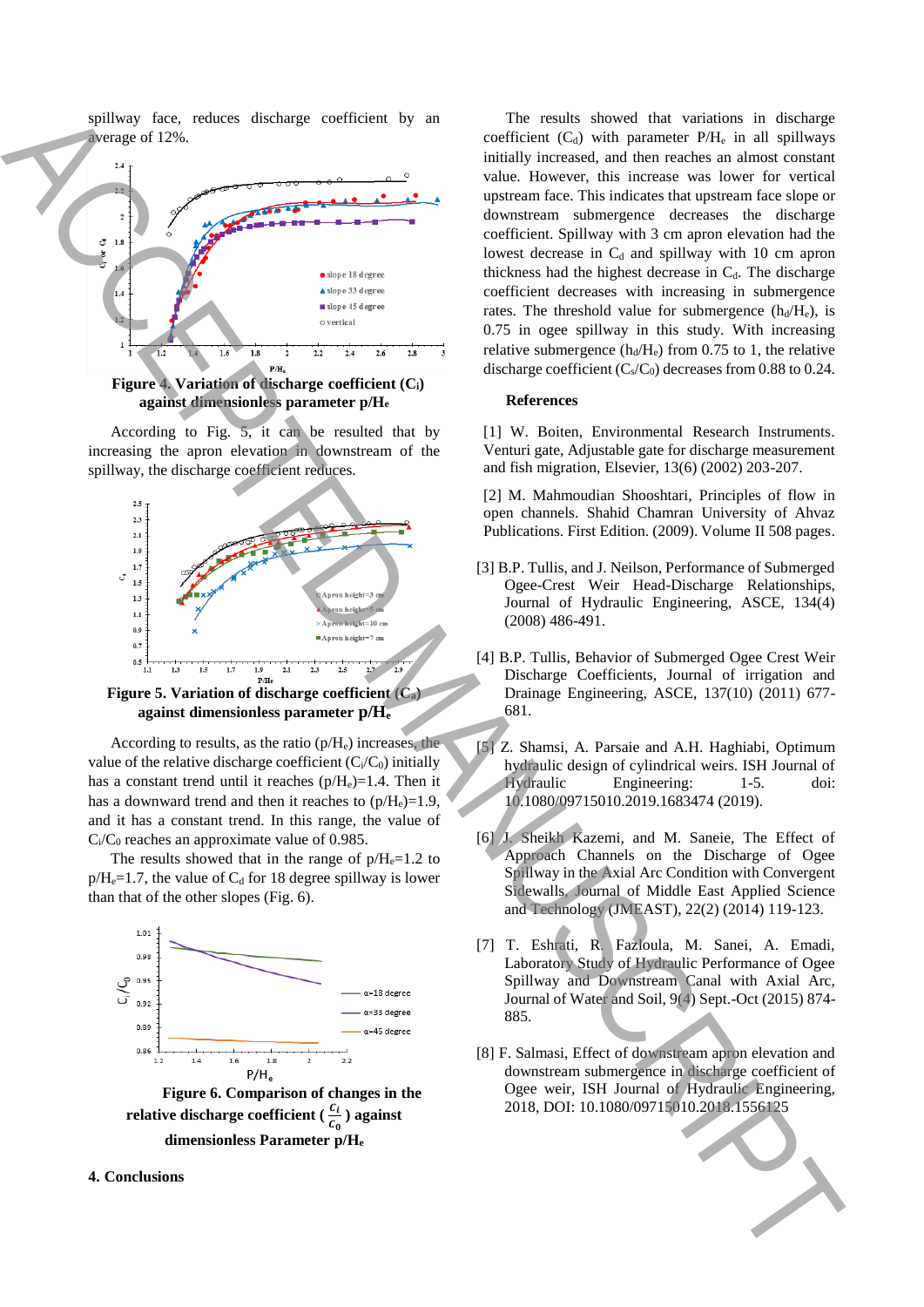spillway face, reduces discharge coefficient by an average of 12%.

2.4
2.2
2
1.8
1.6
1.4
1.2
1
$C_i$ or $C_d$
1 1.2 1.4 1.6 1.8 2 2.2 2.4 2.6 2.8 3
P/$H_e$
slope 18 degree
slope 33 degree
slope 45 degree
vertical

**Figure 4. Variation of discharge coefficient ($C_i$) against dimensionless parameter p/$H_e$**

According to Fig. 5, it can be resulted that by increasing the apron elevation in downstream of the spillway, the discharge coefficient reduces.

2.5
2.3
2.1
1.9
1.7
1.5
1.3
1.1
0.9
0.7
0.5
$C_s$
1.1 1.3 1.5 1.7 1.9 2.1 2.3 2.5 2.7 2.9
P/He
Apron height=3 cm
Apron height=5 cm
Apron height=10 cm
Apron height=7 cm

**Figure 5. Variation of discharge coefficient ($C_s$) against dimensionless parameter p/$H_e$**

According to results, as the ratio (p/$H_e$) increases, the value of the relative discharge coefficient ($C_i$/$C_0$) initially has a constant trend until it reaches (p/$H_e$)=1.4. Then it has a downward trend and then it reaches to (p/$H_e$)=1.9, and it has a constant trend. In this range, the value of $C_i$/$C_0$ reaches an approximate value of 0.985.

The results showed that in the range of p/$H_e$=1.2 to p/$H_e$=1.7, the value of $C_d$ for 18 degree spillway is lower than that of the other slopes (Fig. 6).

1.01
0.98
0.95
0.92
0.89
0.86
$C_i/C_0$
1.2 1.4 1.6 1.8 2 2.2
P/$H_e$
α=18 degree
α=33 degree
α=45 degree

**Figure 6. Comparison of changes in the relative discharge coefficient ( $\frac{C_i}{C_0}$ ) against dimensionless Parameter p/$H_e$**

## 4. Conclusions

The results showed that variations in discharge coefficient ($C_d$) with parameter P/$H_e$ in all spillways initially increased, and then reaches an almost constant value. However, this increase was lower for vertical upstream face. This indicates that upstream face slope or downstream submergence decreases the discharge coefficient. Spillway with 3 cm apron elevation had the lowest decrease in $C_d$ and spillway with 10 cm apron thickness had the highest decrease in $C_d$. The discharge coefficient decreases with increasing in submergence rates. The threshold value for submergence ($h_d$/$H_e$), is 0.75 in ogee spillway in this study. With increasing relative submergence ($h_d$/$H_e$) from 0.75 to 1, the relative discharge coefficient ($C_s$/$C_0$) decreases from 0.88 to 0.24.

## References

[1] W. Boiten, Environmental Research Instruments. Venturi gate, Adjustable gate for discharge measurement and fish migration, Elsevier, 13(6) (2002) 203-207.

[2] M. Mahmoudian Shooshtari, Principles of flow in open channels. Shahid Chamran University of Ahvaz Publications. First Edition. (2009). Volume II 508 pages.

[3] B.P. Tullis, and J. Neilson, Performance of Submerged Ogee-Crest Weir Head-Discharge Relationships, Journal of Hydraulic Engineering, ASCE, 134(4) (2008) 486-491.

[4] B.P. Tullis, Behavior of Submerged Ogee Crest Weir Discharge Coefficients, Journal of irrigation and Drainage Engineering, ASCE, 137(10) (2011) 677-681.

[5] Z. Shamsi, A. Parsaie and A.H. Haghiabi, Optimum hydraulic design of cylindrical weirs. ISH Journal of Hydraulic Engineering: 1-5. doi: 10.1080/09715010.2019.1683474 (2019).

[6] J. Sheikh Kazemi, and M. Saneie, The Effect of Approach Channels on the Discharge of Ogee Spillway in the Axial Arc Condition with Convergent Sidewalls, Journal of Middle East Applied Science and Technology (JMEAST), 22(2) (2014) 119-123.

[7] T. Eshrati, R. Fazloula, M. Sanei, A. Emadi, Laboratory Study of Hydraulic Performance of Ogee Spillway and Downstream Canal with Axial Arc, Journal of Water and Soil, 9(4) Sept.-Oct (2015) 874-885.

[8] F. Salmasi, Effect of downstream apron elevation and downstream submergence in discharge coefficient of Ogee weir, ISH Journal of Hydraulic Engineering, 2018, DOI: 10.1080/09715010.2018.1556125